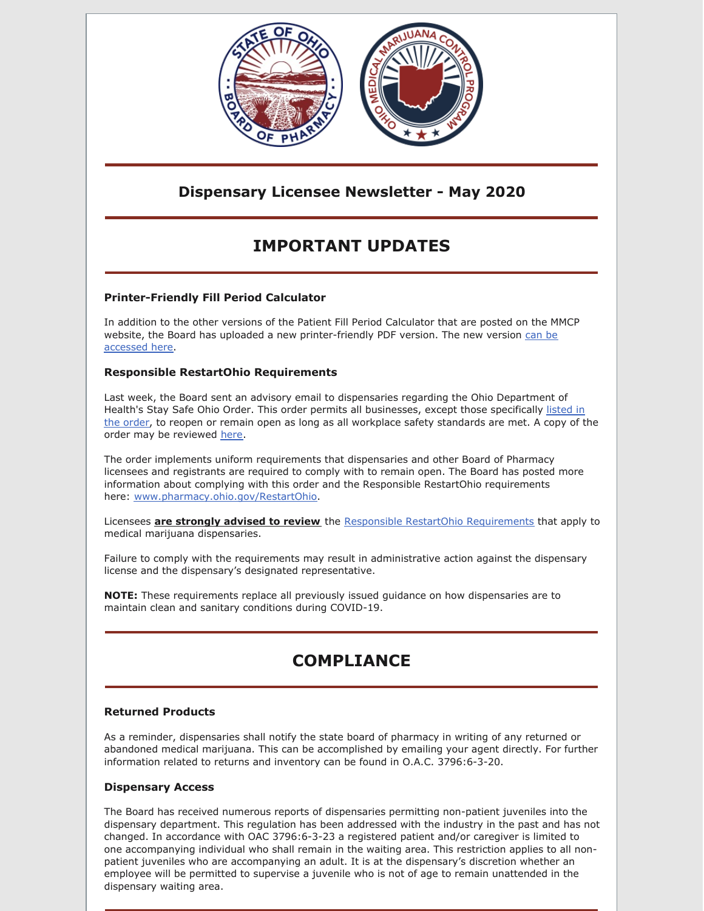## Dispensary Licensee Newsletter - May 2020

# IMPORTANT UPDATES

### Printer-Friendly Fill Period Calculator

In addition to the other versions of the Patient Fill Period Calculator that are posted on the MMCP website, the Board has uploaded a new printer-friendly PDF version. The new version can be accessed here.

### Responsible RestartOhio Requirements

Last week, the Board sent an advisory email to dispensaries regarding the Ohio Department of Health's Stay Safe Ohio Order. This order permits all businesses, except those specifically listed in the order, to reopen or remain open as long as all workplace safety standards are met. A copy of the order may be reviewed here.

The order implements uniform requirements that dispensaries and other Board of Pharmacy licensees and registrants are required to comply with to remain open. The Board has posted more information about complying with this order and the Responsible RestartOhio requirements here: www.pharmacy.ohio.gov/RestartOhio.

Licensees **are strongly advised to review** the Responsible RestartOhio Requirements that apply to medical marijuana dispensaries.

Failure to comply with the requirements may result in administrative action against the dispensary license and the dispensary's designated representative.

**NOTE:** These requirements replace all previously issued guidance on how dispensaries are to maintain clean and sanitary conditions during COVID-19.

# COMPLIANCE

### Returned Products

As a reminder, dispensaries shall notify the state board of pharmacy in writing of any returned or abandoned medical marijuana. This can be accomplished by emailing your agent directly. For further information related to returns and inventory can be found in O.A.C. 3796:6-3-20.

### Dispensary Access

The Board has received numerous reports of dispensaries permitting non-patient juveniles into the dispensary department. This regulation has been addressed with the industry in the past and has not changed. In accordance with OAC 3796:6-3-23 a registered patient and/or caregiver is limited to one accompanying individual who shall remain in the waiting area. This restriction applies to all non-patient juveniles who are accompanying an adult. It is at the dispensary's discretion whether an employee will be permitted to supervise a juvenile who is not of age to remain unattended in the dispensary waiting area.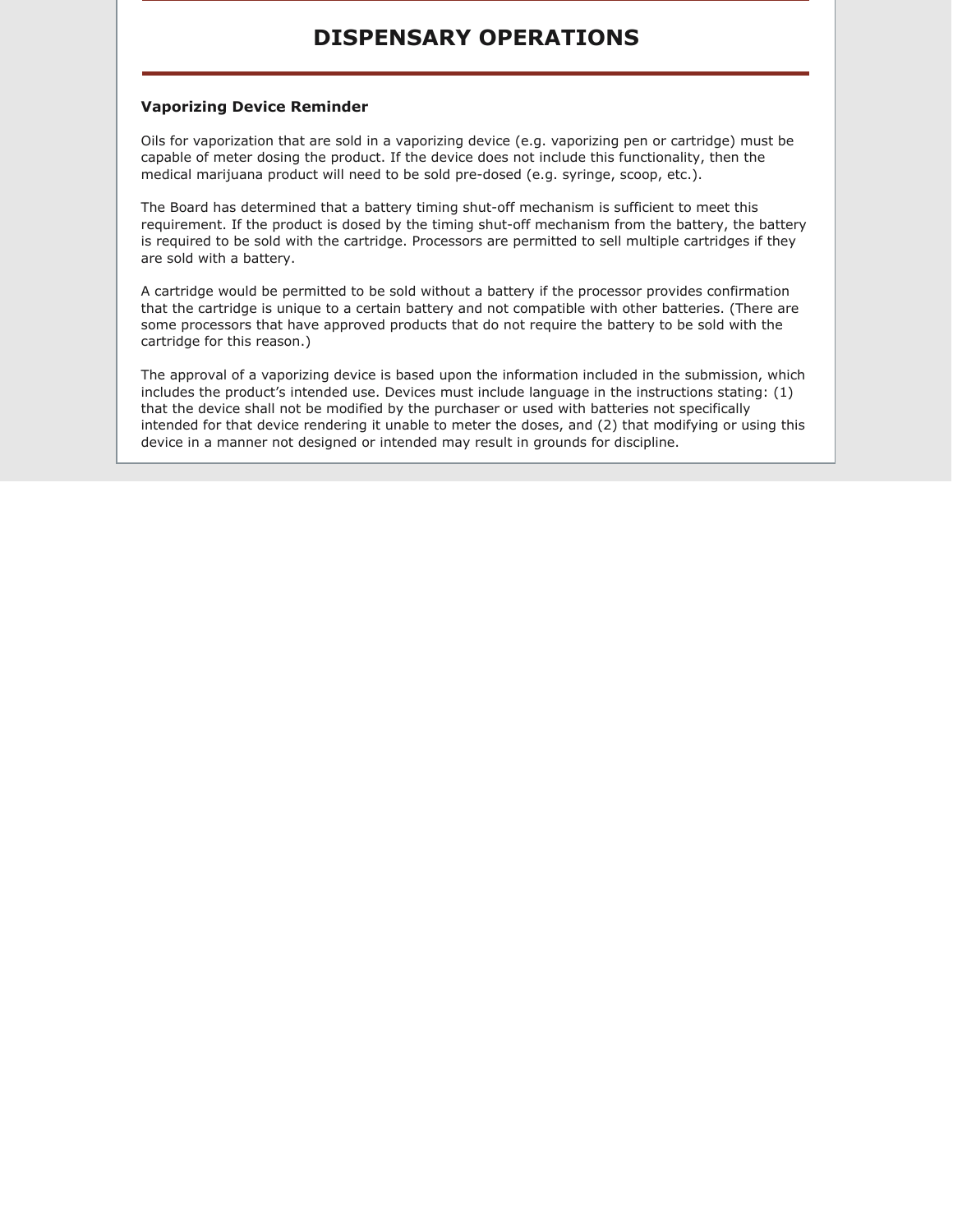# DISPENSARY OPERATIONS

**Vaporizing Device Reminder**

Oils for vaporization that are sold in a vaporizing device (e.g. vaporizing pen or cartridge) must be capable of meter dosing the product. If the device does not include this functionality, then the medical marijuana product will need to be sold pre-dosed (e.g. syringe, scoop, etc.).

The Board has determined that a battery timing shut-off mechanism is sufficient to meet this requirement. If the product is dosed by the timing shut-off mechanism from the battery, the battery is required to be sold with the cartridge. Processors are permitted to sell multiple cartridges if they are sold with a battery.

A cartridge would be permitted to be sold without a battery if the processor provides confirmation that the cartridge is unique to a certain battery and not compatible with other batteries. (There are some processors that have approved products that do not require the battery to be sold with the cartridge for this reason.)

The approval of a vaporizing device is based upon the information included in the submission, which includes the product's intended use. Devices must include language in the instructions stating: (1) that the device shall not be modified by the purchaser or used with batteries not specifically intended for that device rendering it unable to meter the doses, and (2) that modifying or using this device in a manner not designed or intended may result in grounds for discipline.